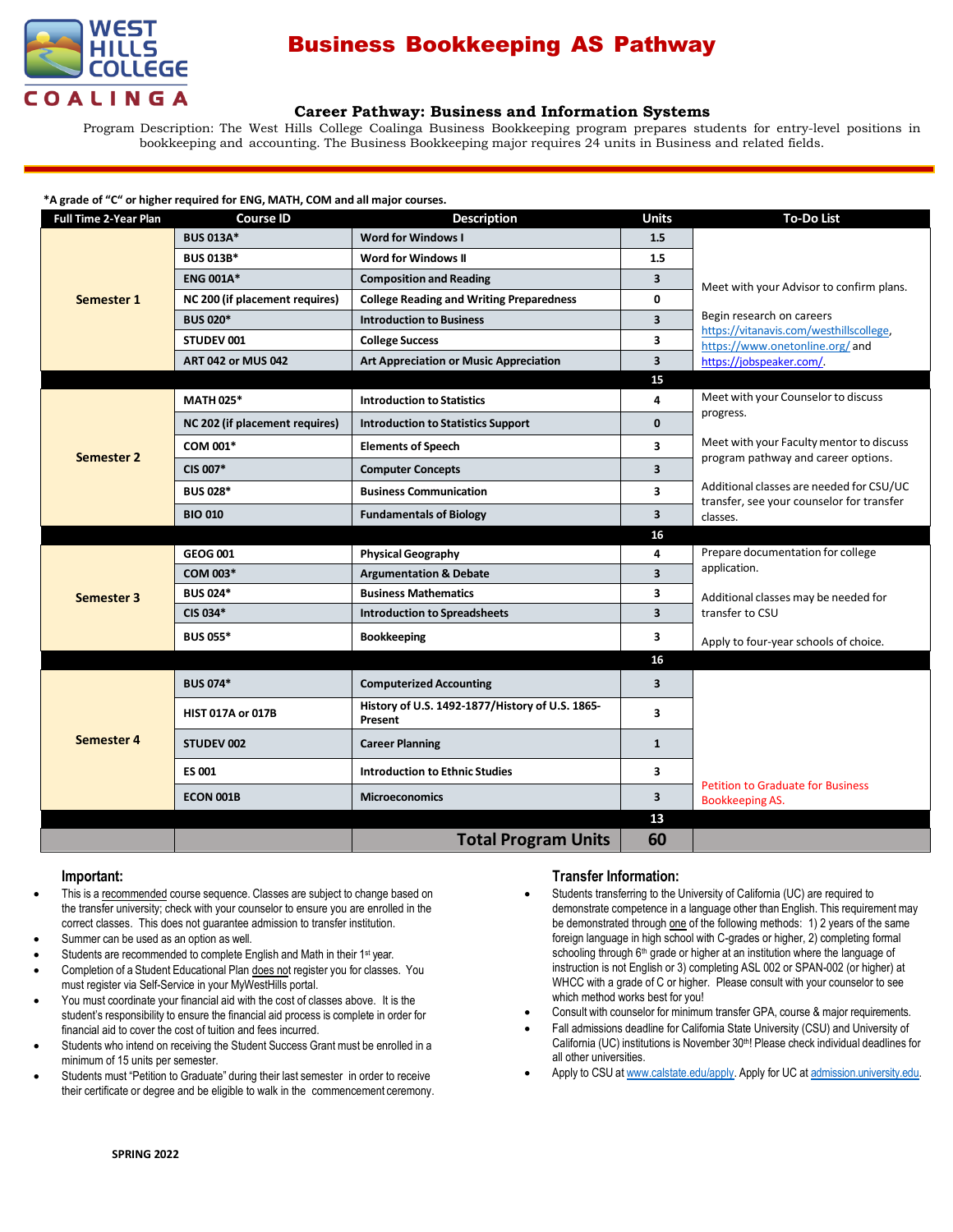WEST HILLS COLLEGE COALINGA

# Business Bookkeeping AS Pathway

## Career Pathway: Business and Information Systems

Program Description: The West Hills College Coalinga Business Bookkeeping program prepares students for entry-level positions in bookkeeping and accounting. The Business Bookkeeping major requires 24 units in Business and related fields.

**\*A grade of "C" or higher required for ENG, MATH, COM and all major courses.**

| Full Time 2-Year Plan | Course ID | Description | Units | To-Do List |
|---|---|---|---|---|
| Semester 1 | BUS 013A* | Word for Windows I | 1.5 | Meet with your Advisor to confirm plans. Begin research on careers https://vitanavis.com/westhillscollege, https://www.onetonline.org/ and https://jobspeaker.com/. |
| | BUS 013B* | Word for Windows II | 1.5 | |
| | ENG 001A* | Composition and Reading | 3 | |
| | NC 200 (if placement requires) | College Reading and Writing Preparedness | 0 | |
| | BUS 020* | Introduction to Business | 3 | |
| | STUDEV 001 | College Success | 3 | |
| | ART 042 or MUS 042 | Art Appreciation or Music Appreciation | 3 | |
| | | | 15 | |
| Semester 2 | MATH 025* | Introduction to Statistics | 4 | Meet with your Counselor to discuss progress. Meet with your Faculty mentor to discuss program pathway and career options. Additional classes are needed for CSU/UC transfer, see your counselor for transfer classes. |
| | NC 202 (if placement requires) | Introduction to Statistics Support | 0 | |
| | COM 001* | Elements of Speech | 3 | |
| | CIS 007* | Computer Concepts | 3 | |
| | BUS 028* | Business Communication | 3 | |
| | BIO 010 | Fundamentals of Biology | 3 | |
| | | | 16 | |
| Semester 3 | GEOG 001 | Physical Geography | 4 | Prepare documentation for college application. Additional classes may be needed for transfer to CSU. Apply to four-year schools of choice. |
| | COM 003* | Argumentation & Debate | 3 | |
| | BUS 024* | Business Mathematics | 3 | |
| | CIS 034* | Introduction to Spreadsheets | 3 | |
| | BUS 055* | Bookkeeping | 3 | |
| | | | 16 | |
| Semester 4 | BUS 074* | Computerized Accounting | 3 | Petition to Graduate for Business Bookkeeping AS. |
| | HIST 017A or 017B | History of U.S. 1492-1877/History of U.S. 1865-Present | 3 | |
| | STUDEV 002 | Career Planning | 1 | |
| | ES 001 | Introduction to Ethnic Studies | 3 | |
| | ECON 001B | Microeconomics | 3 | |
| | | | 13 | |
| | | **Total Program Units** | **60** | |

### Important:

- This is a recommended course sequence. Classes are subject to change based on the transfer university; check with your counselor to ensure you are enrolled in the correct classes. This does not guarantee admission to transfer institution.
- Summer can be used as an option as well.
- Students are recommended to complete English and Math in their 1st year.
- Completion of a Student Educational Plan does not register you for classes. You must register via Self-Service in your MyWestHills portal.
- You must coordinate your financial aid with the cost of classes above. It is the student's responsibility to ensure the financial aid process is complete in order for financial aid to cover the cost of tuition and fees incurred.
- Students who intend on receiving the Student Success Grant must be enrolled in a minimum of 15 units per semester.
- Students must "Petition to Graduate" during their last semester in order to receive their certificate or degree and be eligible to walk in the commencement ceremony.

### Transfer Information:

- Students transferring to the University of California (UC) are required to demonstrate competence in a language other than English. This requirement may be demonstrated through one of the following methods: 1) 2 years of the same foreign language in high school with C-grades or higher, 2) completing formal schooling through 6th grade or higher at an institution where the language of instruction is not English or 3) completing ASL 002 or SPAN-002 (or higher) at WHCC with a grade of C or higher. Please consult with your counselor to see which method works best for you!
- Consult with counselor for minimum transfer GPA, course & major requirements.
- Fall admissions deadline for California State University (CSU) and University of California (UC) institutions is November 30th! Please check individual deadlines for all other universities.
- Apply to CSU at www.calstate.edu/apply. Apply for UC at admission.university.edu.

**SPRING 2022**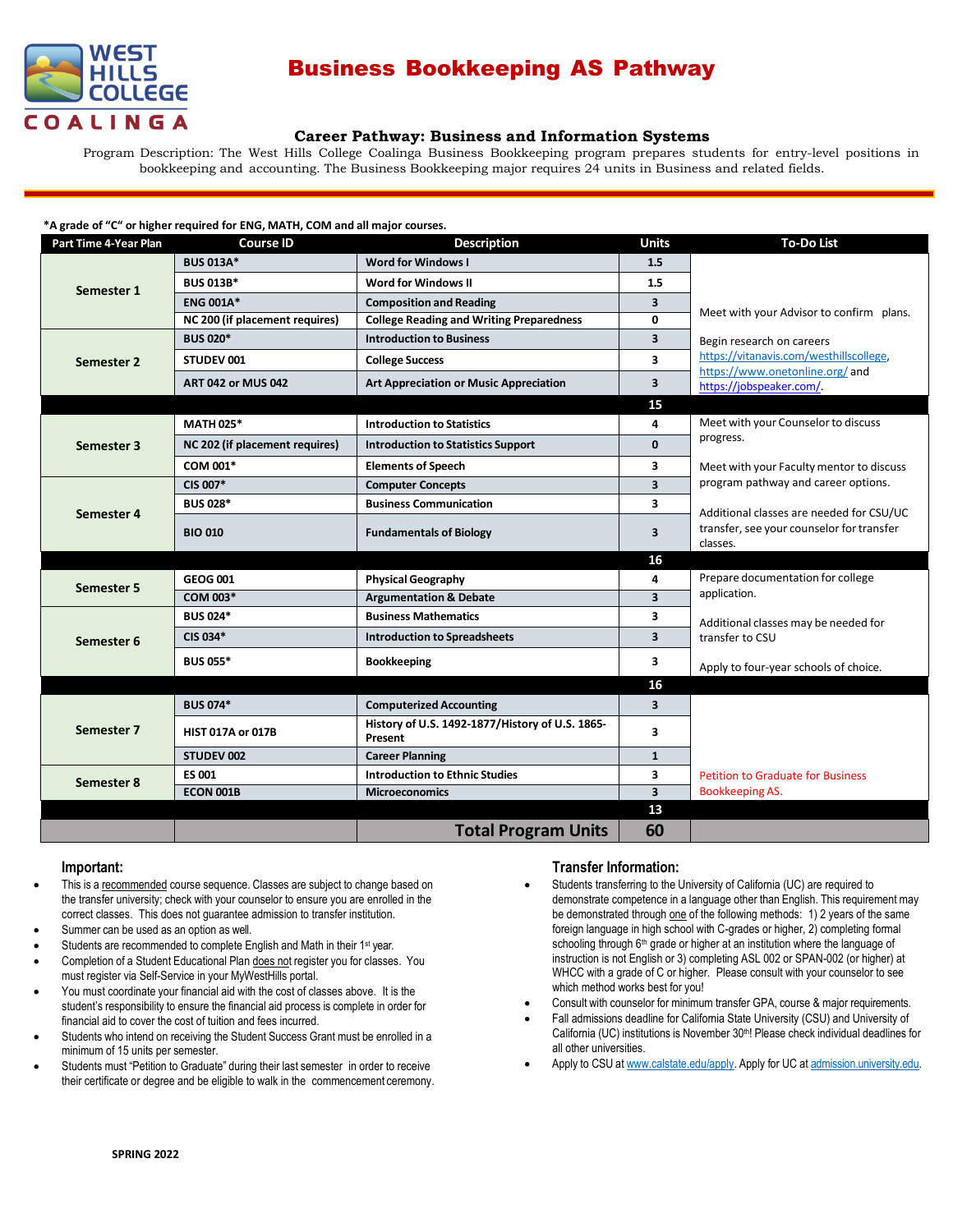WEST HILLS COLLEGE COALINGA

# Business Bookkeeping AS Pathway

### Career Pathway: Business and Information Systems

Program Description: The West Hills College Coalinga Business Bookkeeping program prepares students for entry-level positions in bookkeeping and accounting. The Business Bookkeeping major requires 24 units in Business and related fields.

**\*A grade of "C" or higher required for ENG, MATH, COM and all major courses.**

| Part Time 4-Year Plan | Course ID | Description | Units | To-Do List |
|---|---|---|---|---|
| Semester 1 | BUS 013A* | Word for Windows I | 1.5 | Meet with your Advisor to confirm plans. Begin research on careers https://vitanavis.com/westhillscollege, https://www.onetonline.org/ and https://jobspeaker.com/. |
| | BUS 013B* | Word for Windows II | 1.5 | |
| | ENG 001A* | Composition and Reading | 3 | |
| | NC 200 (if placement requires) | College Reading and Writing Preparedness | 0 | |
| Semester 2 | BUS 020* | Introduction to Business | 3 | |
| | STUDEV 001 | College Success | 3 | |
| | ART 042 or MUS 042 | Art Appreciation or Music Appreciation | 3 | |
| | | | 15 | |
| Semester 3 | MATH 025* | Introduction to Statistics | 4 | Meet with your Counselor to discuss progress. Meet with your Faculty mentor to discuss program pathway and career options. Additional classes are needed for CSU/UC transfer, see your counselor for transfer classes. |
| | NC 202 (if placement requires) | Introduction to Statistics Support | 0 | |
| | COM 001* | Elements of Speech | 3 | |
| Semester 4 | CIS 007* | Computer Concepts | 3 | |
| | BUS 028* | Business Communication | 3 | |
| | BIO 010 | Fundamentals of Biology | 3 | |
| | | | 16 | |
| Semester 5 | GEOG 001 | Physical Geography | 4 | Prepare documentation for college application. Additional classes may be needed for transfer to CSU. Apply to four-year schools of choice. |
| | COM 003* | Argumentation & Debate | 3 | |
| Semester 6 | BUS 024* | Business Mathematics | 3 | |
| | CIS 034* | Introduction to Spreadsheets | 3 | |
| | BUS 055* | Bookkeeping | 3 | |
| | | | 16 | |
| Semester 7 | BUS 074* | Computerized Accounting | 3 | Petition to Graduate for Business Bookkeeping AS. |
| | HIST 017A or 017B | History of U.S. 1492-1877/History of U.S. 1865-Present | 3 | |
| | STUDEV 002 | Career Planning | 1 | |
| Semester 8 | ES 001 | Introduction to Ethnic Studies | 3 | |
| | ECON 001B | Microeconomics | 3 | |
| | | | 13 | |
| | | **Total Program Units** | **60** | |

### Important:

- This is a recommended course sequence. Classes are subject to change based on the transfer university; check with your counselor to ensure you are enrolled in the correct classes. This does not guarantee admission to transfer institution.
- Summer can be used as an option as well.
- Students are recommended to complete English and Math in their 1st year.
- Completion of a Student Educational Plan does not register you for classes. You must register via Self-Service in your MyWestHills portal.
- You must coordinate your financial aid with the cost of classes above. It is the student's responsibility to ensure the financial aid process is complete in order for financial aid to cover the cost of tuition and fees incurred.
- Students who intend on receiving the Student Success Grant must be enrolled in a minimum of 15 units per semester.
- Students must "Petition to Graduate" during their last semester in order to receive their certificate or degree and be eligible to walk in the commencement ceremony.

### Transfer Information:

- Students transferring to the University of California (UC) are required to demonstrate competence in a language other than English. This requirement may be demonstrated through one of the following methods: 1) 2 years of the same foreign language in high school with C-grades or higher, 2) completing formal schooling through 6th grade or higher at an institution where the language of instruction is not English or 3) completing ASL 002 or SPAN-002 (or higher) at WHCC with a grade of C or higher. Please consult with your counselor to see which method works best for you!
- Consult with counselor for minimum transfer GPA, course & major requirements.
- Fall admissions deadline for California State University (CSU) and University of California (UC) institutions is November 30th! Please check individual deadlines for all other universities.
- Apply to CSU at www.calstate.edu/apply. Apply for UC at admission.university.edu.

SPRING 2022